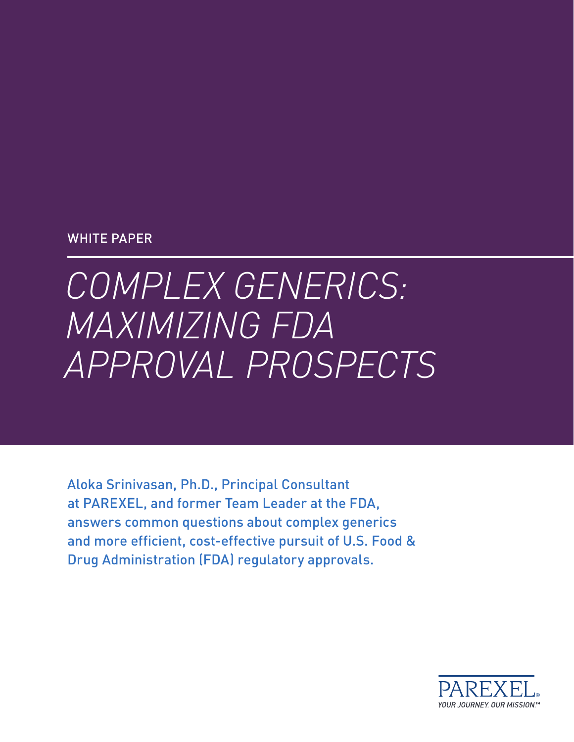WHITE PAPER

# *COMPLEX GENERICS: MAXIMIZING FDA APPROVAL PROSPECTS*

Aloka Srinivasan, Ph.D., Principal Consultant at PAREXEL, and former Team Leader at the FDA, answers common questions about complex generics and more efficient, cost-effective pursuit of U.S. Food & Drug Administration (FDA) regulatory approvals.

PAREXEL®
*YOUR JOURNEY. OUR MISSION.™*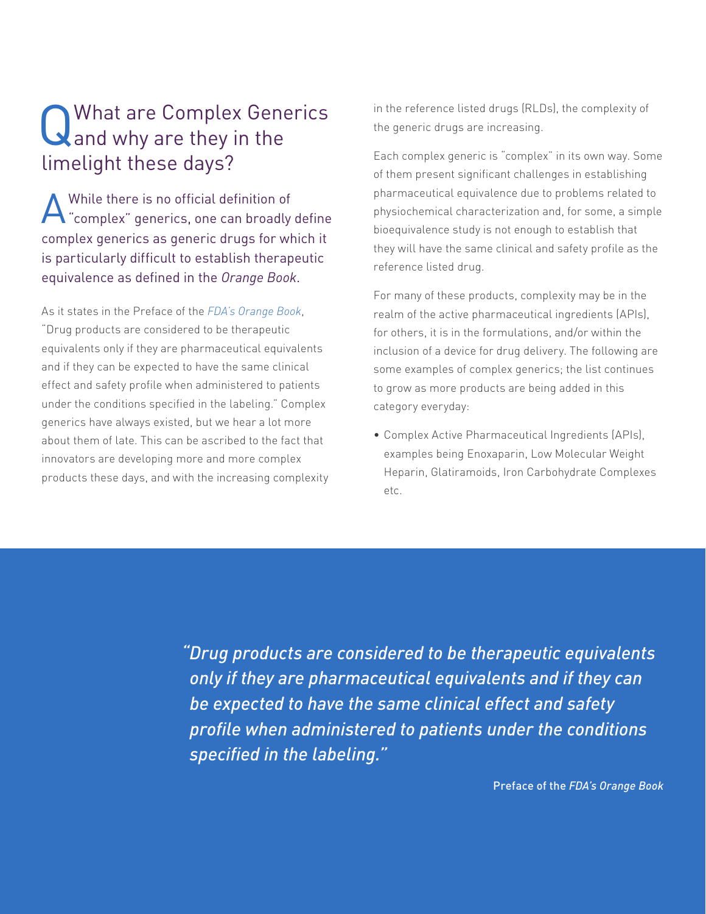## Q What are Complex Generics and why are they in the limelight these days?

A While there is no official definition of "complex" generics, one can broadly define complex generics as generic drugs for which it is particularly difficult to establish therapeutic equivalence as defined in the *Orange Book*.

As it states in the Preface of the *FDA's Orange Book*, "Drug products are considered to be therapeutic equivalents only if they are pharmaceutical equivalents and if they can be expected to have the same clinical effect and safety profile when administered to patients under the conditions specified in the labeling." Complex generics have always existed, but we hear a lot more about them of late. This can be ascribed to the fact that innovators are developing more and more complex products these days, and with the increasing complexity in the reference listed drugs (RLDs), the complexity of the generic drugs are increasing.

Each complex generic is "complex" in its own way. Some of them present significant challenges in establishing pharmaceutical equivalence due to problems related to physiochemical characterization and, for some, a simple bioequivalence study is not enough to establish that they will have the same clinical and safety profile as the reference listed drug.

For many of these products, complexity may be in the realm of the active pharmaceutical ingredients (APIs), for others, it is in the formulations, and/or within the inclusion of a device for drug delivery. The following are some examples of complex generics; the list continues to grow as more products are being added in this category everyday:

- Complex Active Pharmaceutical Ingredients (APIs), examples being Enoxaparin, Low Molecular Weight Heparin, Glatiramoids, Iron Carbohydrate Complexes etc.

> *"Drug products are considered to be therapeutic equivalents only if they are pharmaceutical equivalents and if they can be expected to have the same clinical effect and safety profile when administered to patients under the conditions specified in the labeling."*
>
> Preface of the *FDA's Orange Book*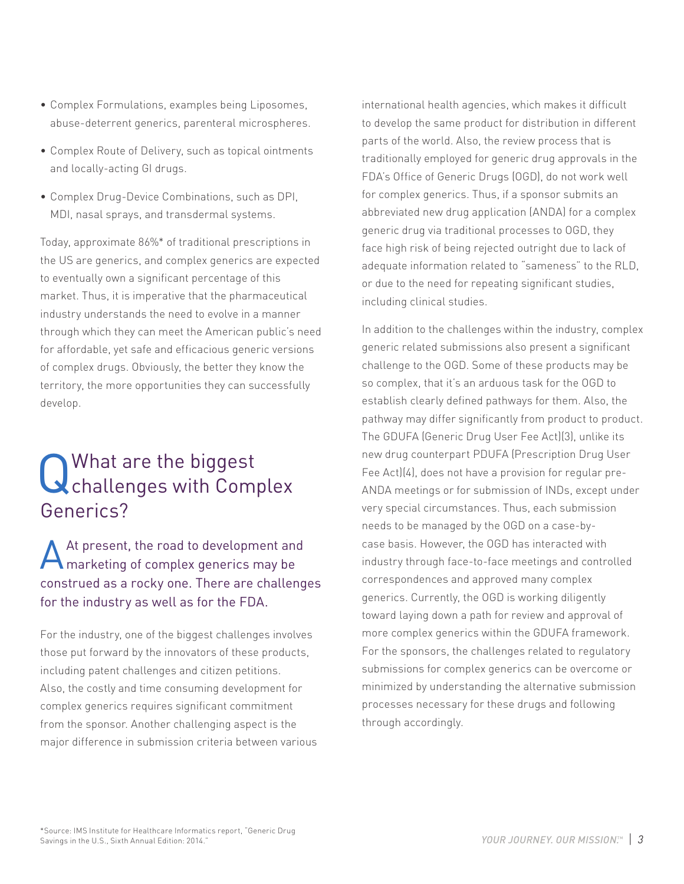- Complex Formulations, examples being Liposomes, abuse-deterrent generics, parenteral microspheres.
- Complex Route of Delivery, such as topical ointments and locally-acting GI drugs.
- Complex Drug-Device Combinations, such as DPI, MDI, nasal sprays, and transdermal systems.

Today, approximate 86%* of traditional prescriptions in the US are generics, and complex generics are expected to eventually own a significant percentage of this market. Thus, it is imperative that the pharmaceutical industry understands the need to evolve in a manner through which they can meet the American public's need for affordable, yet safe and efficacious generic versions of complex drugs. Obviously, the better they know the territory, the more opportunities they can successfully develop.

## Q What are the biggest challenges with Complex Generics?

A At present, the road to development and marketing of complex generics may be construed as a rocky one. There are challenges for the industry as well as for the FDA.

For the industry, one of the biggest challenges involves those put forward by the innovators of these products, including patent challenges and citizen petitions. Also, the costly and time consuming development for complex generics requires significant commitment from the sponsor. Another challenging aspect is the major difference in submission criteria between various international health agencies, which makes it difficult to develop the same product for distribution in different parts of the world. Also, the review process that is traditionally employed for generic drug approvals in the FDA's Office of Generic Drugs (OGD), do not work well for complex generics. Thus, if a sponsor submits an abbreviated new drug application (ANDA) for a complex generic drug via traditional processes to OGD, they face high risk of being rejected outright due to lack of adequate information related to "sameness" to the RLD, or due to the need for repeating significant studies, including clinical studies.

In addition to the challenges within the industry, complex generic related submissions also present a significant challenge to the OGD. Some of these products may be so complex, that it's an arduous task for the OGD to establish clearly defined pathways for them. Also, the pathway may differ significantly from product to product. The GDUFA (Generic Drug User Fee Act)(3), unlike its new drug counterpart PDUFA (Prescription Drug User Fee Act)(4), does not have a provision for regular pre-ANDA meetings or for submission of INDs, except under very special circumstances. Thus, each submission needs to be managed by the OGD on a case-by-case basis. However, the OGD has interacted with industry through face-to-face meetings and controlled correspondences and approved many complex generics. Currently, the OGD is working diligently toward laying down a path for review and approval of more complex generics within the GDUFA framework. For the sponsors, the challenges related to regulatory submissions for complex generics can be overcome or minimized by understanding the alternative submission processes necessary for these drugs and following through accordingly.

*Source: IMS Institute for Healthcare Informatics report, "Generic Drug Savings in the U.S., Sixth Annual Edition: 2014."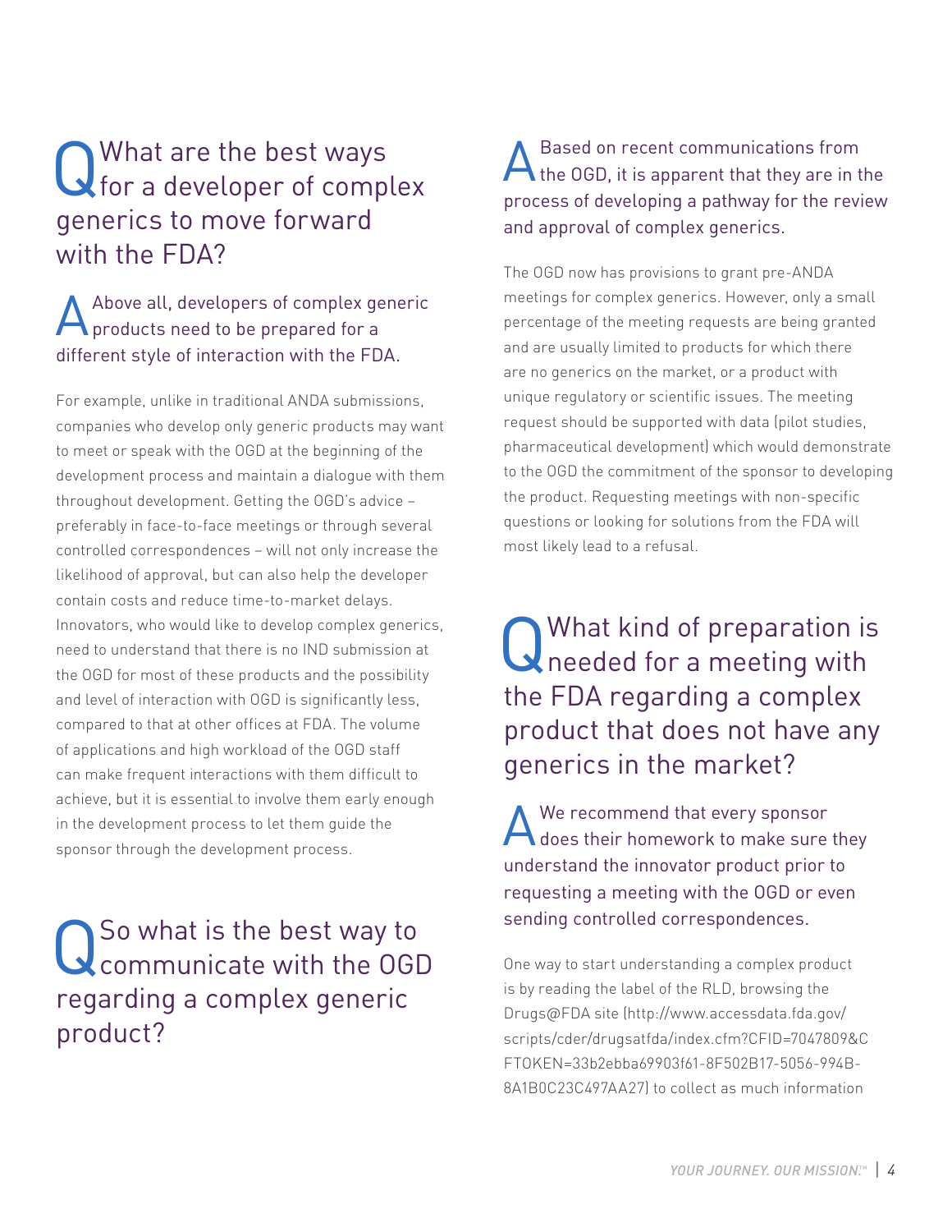## Q What are the best ways for a developer of complex generics to move forward with the FDA?

**A** Above all, developers of complex generic products need to be prepared for a different style of interaction with the FDA.

For example, unlike in traditional ANDA submissions, companies who develop only generic products may want to meet or speak with the OGD at the beginning of the development process and maintain a dialogue with them throughout development. Getting the OGD's advice – preferably in face-to-face meetings or through several controlled correspondences – will not only increase the likelihood of approval, but can also help the developer contain costs and reduce time-to-market delays. Innovators, who would like to develop complex generics, need to understand that there is no IND submission at the OGD for most of these products and the possibility and level of interaction with OGD is significantly less, compared to that at other offices at FDA. The volume of applications and high workload of the OGD staff can make frequent interactions with them difficult to achieve, but it is essential to involve them early enough in the development process to let them guide the sponsor through the development process.

## Q So what is the best way to communicate with the OGD regarding a complex generic product?

**A** Based on recent communications from the OGD, it is apparent that they are in the process of developing a pathway for the review and approval of complex generics.

The OGD now has provisions to grant pre-ANDA meetings for complex generics. However, only a small percentage of the meeting requests are being granted and are usually limited to products for which there are no generics on the market, or a product with unique regulatory or scientific issues. The meeting request should be supported with data (pilot studies, pharmaceutical development) which would demonstrate to the OGD the commitment of the sponsor to developing the product. Requesting meetings with non-specific questions or looking for solutions from the FDA will most likely lead to a refusal.

## Q What kind of preparation is needed for a meeting with the FDA regarding a complex product that does not have any generics in the market?

**A** We recommend that every sponsor does their homework to make sure they understand the innovator product prior to requesting a meeting with the OGD or even sending controlled correspondences.

One way to start understanding a complex product is by reading the label of the RLD, browsing the Drugs@FDA site (http://www.accessdata.fda.gov/scripts/cder/drugsatfda/index.cfm?CFID=7047809&CFTOKEN=33b2ebba69903f61-8F502B17-5056-994B-8A1B0C23C497AA27) to collect as much information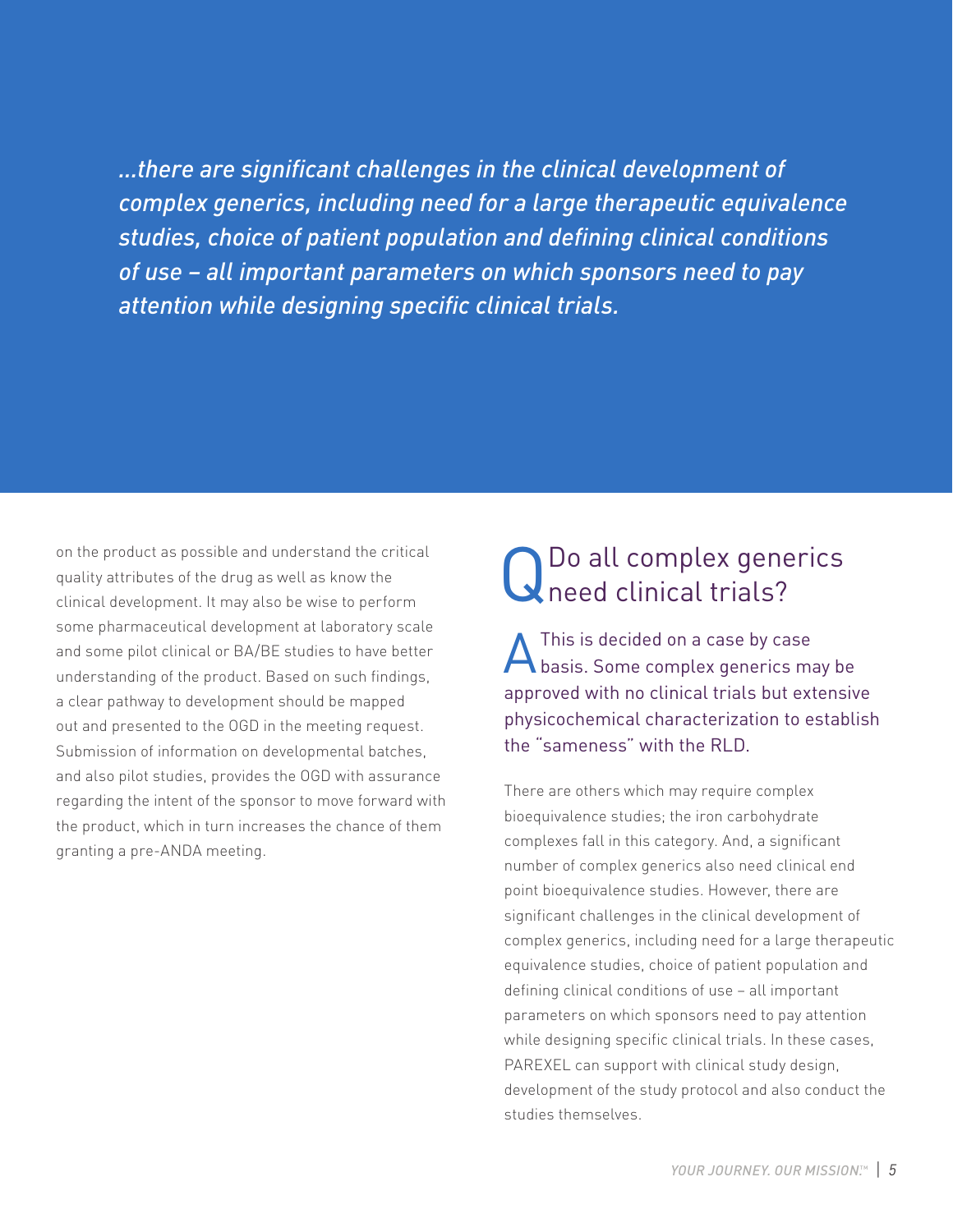*...there are significant challenges in the clinical development of complex generics, including need for a large therapeutic equivalence studies, choice of patient population and defining clinical conditions of use – all important parameters on which sponsors need to pay attention while designing specific clinical trials.*

on the product as possible and understand the critical quality attributes of the drug as well as know the clinical development. It may also be wise to perform some pharmaceutical development at laboratory scale and some pilot clinical or BA/BE studies to have better understanding of the product. Based on such findings, a clear pathway to development should be mapped out and presented to the OGD in the meeting request. Submission of information on developmental batches, and also pilot studies, provides the OGD with assurance regarding the intent of the sponsor to move forward with the product, which in turn increases the chance of them granting a pre-ANDA meeting.

## Q Do all complex generics need clinical trials?

A This is decided on a case by case basis. Some complex generics may be approved with no clinical trials but extensive physicochemical characterization to establish the "sameness" with the RLD.

There are others which may require complex bioequivalence studies; the iron carbohydrate complexes fall in this category. And, a significant number of complex generics also need clinical end point bioequivalence studies. However, there are significant challenges in the clinical development of complex generics, including need for a large therapeutic equivalence studies, choice of patient population and defining clinical conditions of use – all important parameters on which sponsors need to pay attention while designing specific clinical trials. In these cases, PAREXEL can support with clinical study design, development of the study protocol and also conduct the studies themselves.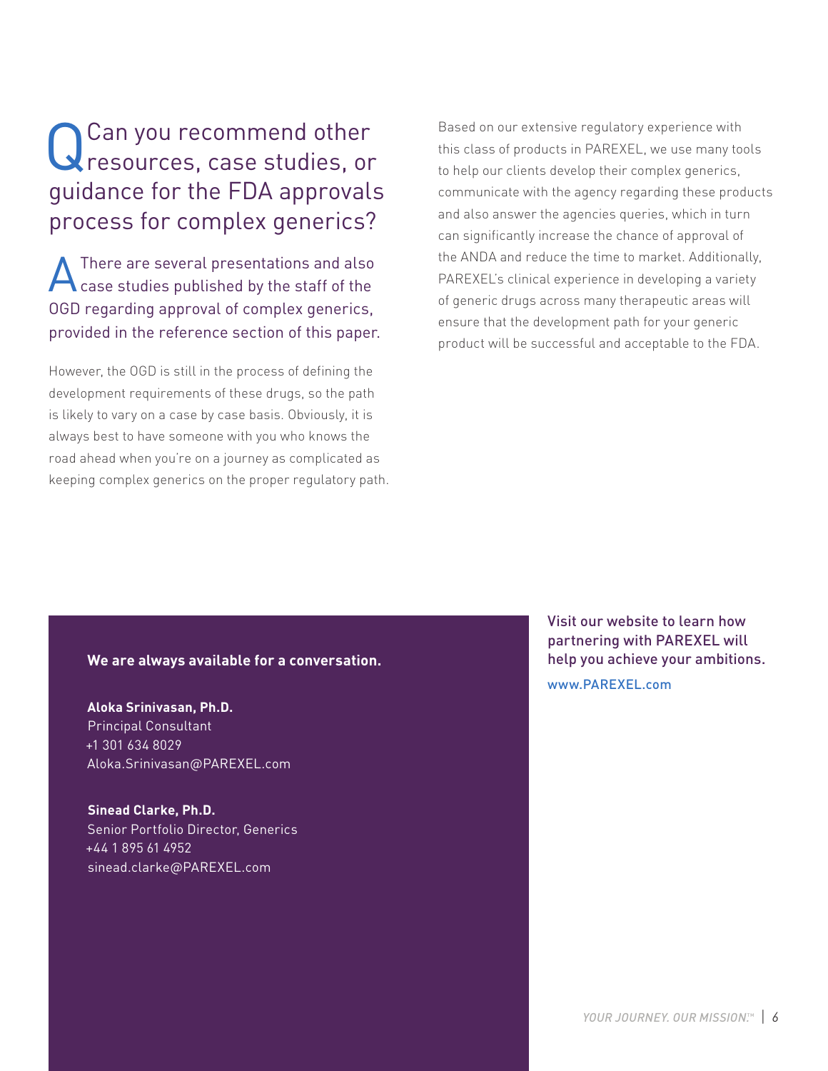## Q Can you recommend other resources, case studies, or guidance for the FDA approvals process for complex generics?

A There are several presentations and also case studies published by the staff of the OGD regarding approval of complex generics, provided in the reference section of this paper.

However, the OGD is still in the process of defining the development requirements of these drugs, so the path is likely to vary on a case by case basis. Obviously, it is always best to have someone with you who knows the road ahead when you're on a journey as complicated as keeping complex generics on the proper regulatory path.

Based on our extensive regulatory experience with this class of products in PAREXEL, we use many tools to help our clients develop their complex generics, communicate with the agency regarding these products and also answer the agencies queries, which in turn can significantly increase the chance of approval of the ANDA and reduce the time to market. Additionally, PAREXEL's clinical experience in developing a variety of generic drugs across many therapeutic areas will ensure that the development path for your generic product will be successful and acceptable to the FDA.

**We are always available for a conversation.**

**Aloka Srinivasan, Ph.D.**
Principal Consultant
+1 301 634 8029
Aloka.Srinivasan@PAREXEL.com

**Sinead Clarke, Ph.D.**
Senior Portfolio Director, Generics
+44 1 895 61 4952
sinead.clarke@PAREXEL.com

Visit our website to learn how partnering with PAREXEL will help you achieve your ambitions.

www.PAREXEL.com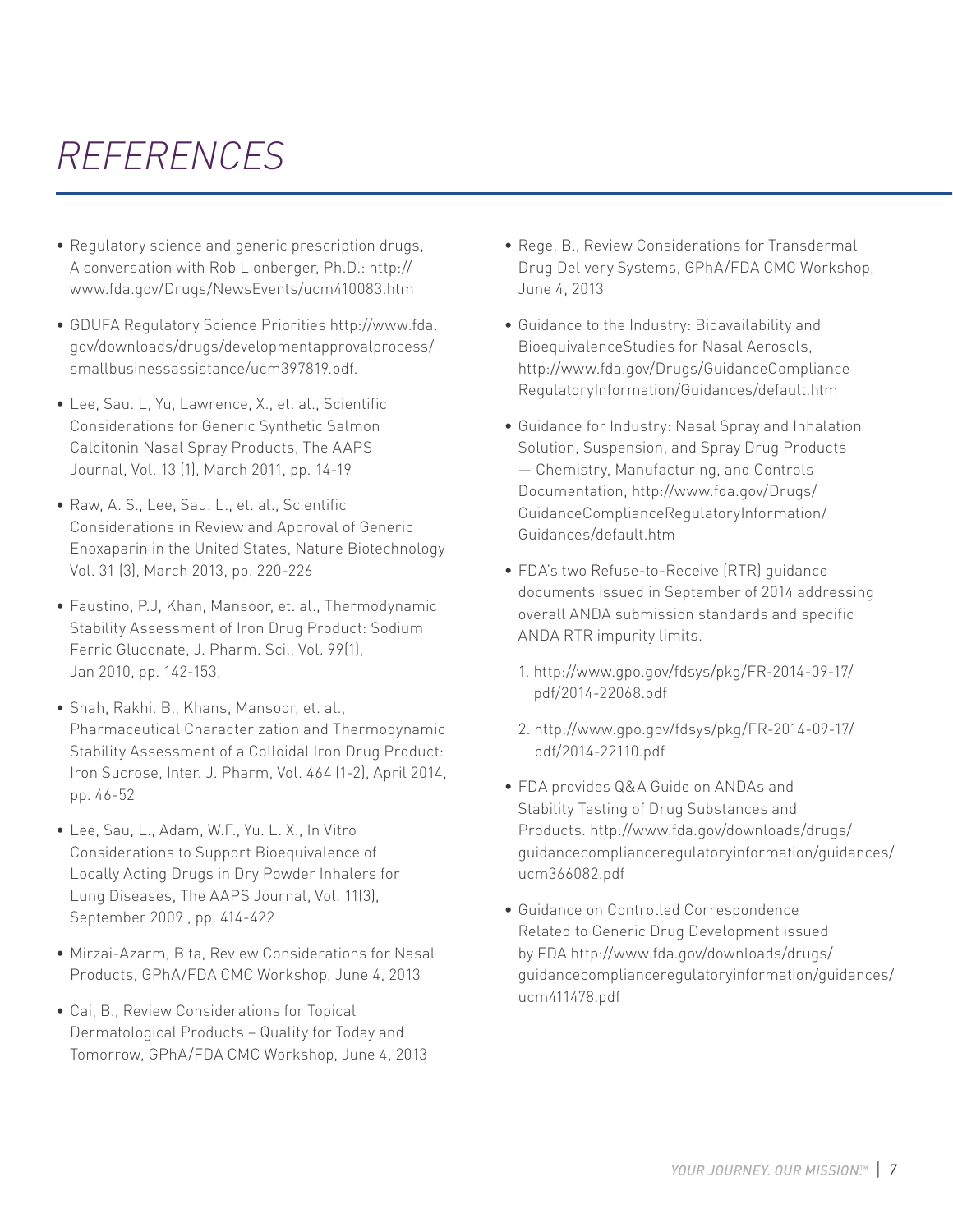# REFERENCES

- Regulatory science and generic prescription drugs, A conversation with Rob Lionberger, Ph.D.: http://www.fda.gov/Drugs/NewsEvents/ucm410083.htm
- GDUFA Regulatory Science Priorities http://www.fda.gov/downloads/drugs/developmentapprovalprocess/smallbusinessassistance/ucm397819.pdf.
- Lee, Sau. L, Yu, Lawrence, X., et. al., Scientific Considerations for Generic Synthetic Salmon Calcitonin Nasal Spray Products, The AAPS Journal, Vol. 13 (1), March 2011, pp. 14-19
- Raw, A. S., Lee, Sau. L., et. al., Scientific Considerations in Review and Approval of Generic Enoxaparin in the United States, Nature Biotechnology Vol. 31 (3), March 2013, pp. 220-226
- Faustino, P.J, Khan, Mansoor, et. al., Thermodynamic Stability Assessment of Iron Drug Product: Sodium Ferric Gluconate, J. Pharm. Sci., Vol. 99(1), Jan 2010, pp. 142-153,
- Shah, Rakhi. B., Khans, Mansoor, et. al., Pharmaceutical Characterization and Thermodynamic Stability Assessment of a Colloidal Iron Drug Product: Iron Sucrose, Inter. J. Pharm, Vol. 464 (1-2), April 2014, pp. 46-52
- Lee, Sau, L., Adam, W.F., Yu. L. X., In Vitro Considerations to Support Bioequivalence of Locally Acting Drugs in Dry Powder Inhalers for Lung Diseases, The AAPS Journal, Vol. 11(3), September 2009 , pp. 414-422
- Mirzai-Azarm, Bita, Review Considerations for Nasal Products, GPhA/FDA CMC Workshop, June 4, 2013
- Cai, B., Review Considerations for Topical Dermatological Products – Quality for Today and Tomorrow, GPhA/FDA CMC Workshop, June 4, 2013
- Rege, B., Review Considerations for Transdermal Drug Delivery Systems, GPhA/FDA CMC Workshop, June 4, 2013
- Guidance to the Industry: Bioavailability and BioequivalenceStudies for Nasal Aerosols, http://www.fda.gov/Drugs/GuidanceCompliance RegulatoryInformation/Guidances/default.htm
- Guidance for Industry: Nasal Spray and Inhalation Solution, Suspension, and Spray Drug Products — Chemistry, Manufacturing, and Controls Documentation, http://www.fda.gov/Drugs/GuidanceComplianceRegulatoryInformation/Guidances/default.htm
- FDA's two Refuse-to-Receive (RTR) guidance documents issued in September of 2014 addressing overall ANDA submission standards and specific ANDA RTR impurity limits.
  1. http://www.gpo.gov/fdsys/pkg/FR-2014-09-17/pdf/2014-22068.pdf
  2. http://www.gpo.gov/fdsys/pkg/FR-2014-09-17/pdf/2014-22110.pdf
- FDA provides Q&A Guide on ANDAs and Stability Testing of Drug Substances and Products. http://www.fda.gov/downloads/drugs/guidancecomplianceregulatoryinformation/guidances/ucm366082.pdf
- Guidance on Controlled Correspondence Related to Generic Drug Development issued by FDA http://www.fda.gov/downloads/drugs/guidancecomplianceregulatoryinformation/guidances/ucm411478.pdf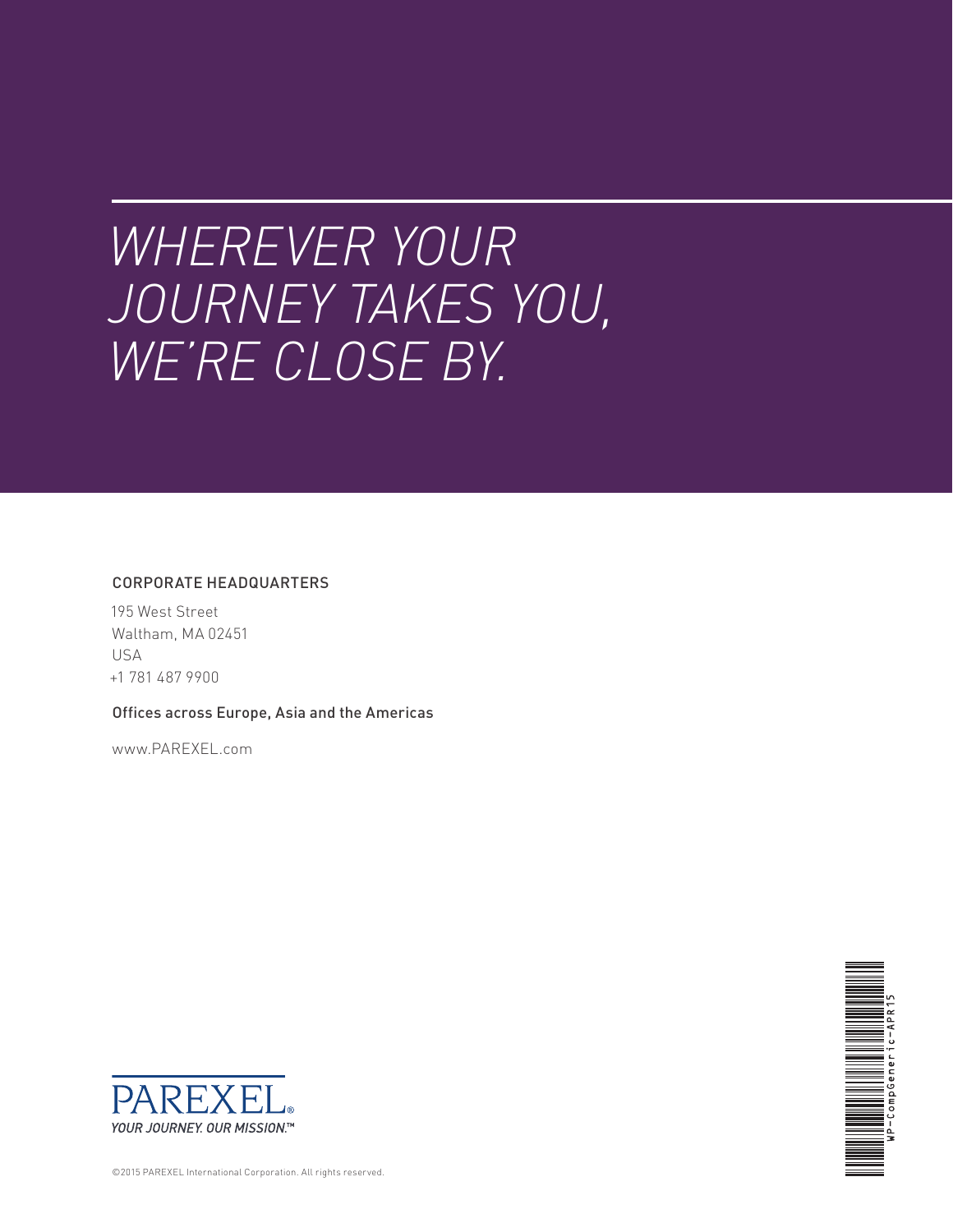# *WHEREVER YOUR JOURNEY TAKES YOU, WE'RE CLOSE BY.*

CORPORATE HEADQUARTERS

195 West Street
Waltham, MA 02451
USA
+1 781 487 9900

Offices across Europe, Asia and the Americas

www.PAREXEL.com

PAREXEL®
*YOUR JOURNEY. OUR MISSION.*™

WP-CompGeneric-APR15

©2015 PAREXEL International Corporation. All rights reserved.